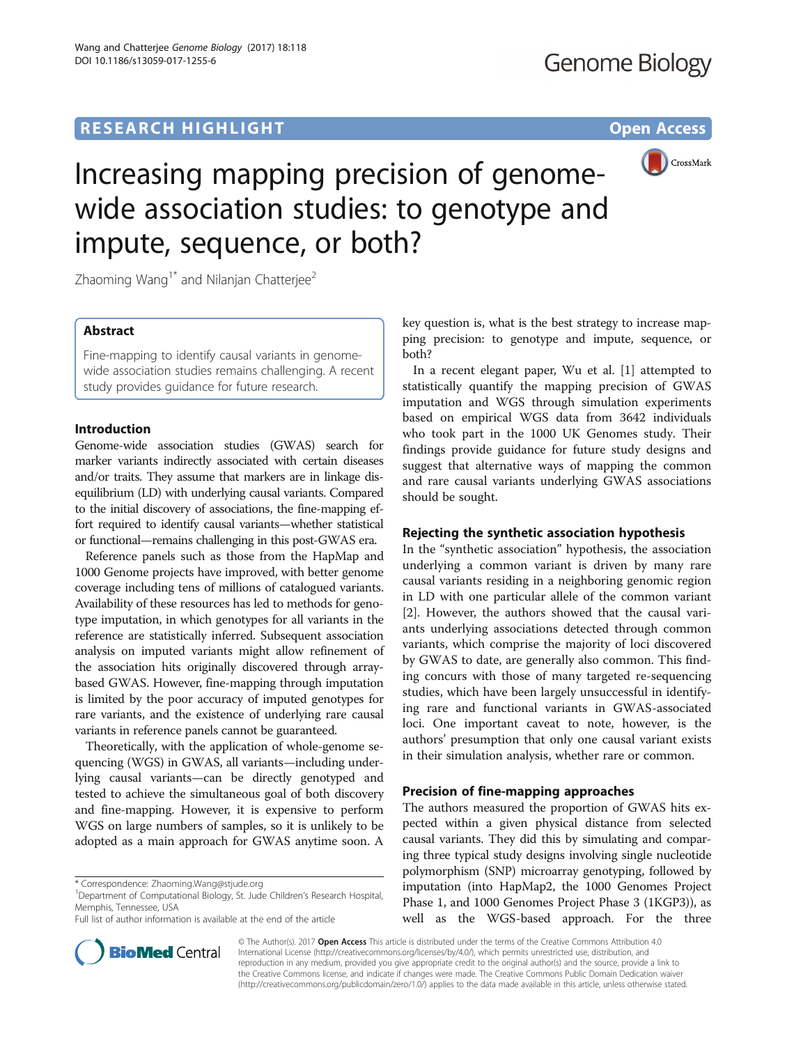## RESEARCH HIGHLIGHT

Open Access

# Increasing mapping precision of genome-wide association studies: to genotype and impute, sequence, or both?

Zhaoming Wang[1*] and Nilanjan Chatterjee[2]

### Abstract

Fine-mapping to identify causal variants in genome-wide association studies remains challenging. A recent study provides guidance for future research.

### Introduction

Genome-wide association studies (GWAS) search for marker variants indirectly associated with certain diseases and/or traits. They assume that markers are in linkage disequilibrium (LD) with underlying causal variants. Compared to the initial discovery of associations, the fine-mapping effort required to identify causal variants—whether statistical or functional—remains challenging in this post-GWAS era.

Reference panels such as those from the HapMap and 1000 Genome projects have improved, with better genome coverage including tens of millions of catalogued variants. Availability of these resources has led to methods for genotype imputation, in which genotypes for all variants in the reference are statistically inferred. Subsequent association analysis on imputed variants might allow refinement of the association hits originally discovered through array-based GWAS. However, fine-mapping through imputation is limited by the poor accuracy of imputed genotypes for rare variants, and the existence of underlying rare causal variants in reference panels cannot be guaranteed.

Theoretically, with the application of whole-genome sequencing (WGS) in GWAS, all variants—including underlying causal variants—can be directly genotyped and tested to achieve the simultaneous goal of both discovery and fine-mapping. However, it is expensive to perform WGS on large numbers of samples, so it is unlikely to be adopted as a main approach for GWAS anytime soon. A key question is, what is the best strategy to increase mapping precision: to genotype and impute, sequence, or both?

In a recent elegant paper, Wu et al. [1] attempted to statistically quantify the mapping precision of GWAS imputation and WGS through simulation experiments based on empirical WGS data from 3642 individuals who took part in the 1000 UK Genomes study. Their findings provide guidance for future study designs and suggest that alternative ways of mapping the common and rare causal variants underlying GWAS associations should be sought.

### Rejecting the synthetic association hypothesis

In the "synthetic association" hypothesis, the association underlying a common variant is driven by many rare causal variants residing in a neighboring genomic region in LD with one particular allele of the common variant [2]. However, the authors showed that the causal variants underlying associations detected through common variants, which comprise the majority of loci discovered by GWAS to date, are generally also common. This finding concurs with those of many targeted re-sequencing studies, which have been largely unsuccessful in identifying rare and functional variants in GWAS-associated loci. One important caveat to note, however, is the authors' presumption that only one causal variant exists in their simulation analysis, whether rare or common.

### Precision of fine-mapping approaches

The authors measured the proportion of GWAS hits expected within a given physical distance from selected causal variants. They did this by simulating and comparing three typical study designs involving single nucleotide polymorphism (SNP) microarray genotyping, followed by imputation (into HapMap2, the 1000 Genomes Project Phase 1, and 1000 Genomes Project Phase 3 (1KGP3)), as well as the WGS-based approach. For the three

\* Correspondence: Zhaoming.Wang@stjude.org
[1]Department of Computational Biology, St. Jude Children's Research Hospital, Memphis, Tennessee, USA
Full list of author information is available at the end of the article

© The Author(s). 2017 **Open Access** This article is distributed under the terms of the Creative Commons Attribution 4.0 International License (http://creativecommons.org/licenses/by/4.0/), which permits unrestricted use, distribution, and reproduction in any medium, provided you give appropriate credit to the original author(s) and the source, provide a link to the Creative Commons license, and indicate if changes were made. The Creative Commons Public Domain Dedication waiver (http://creativecommons.org/publicdomain/zero/1.0/) applies to the data made available in this article, unless otherwise stated.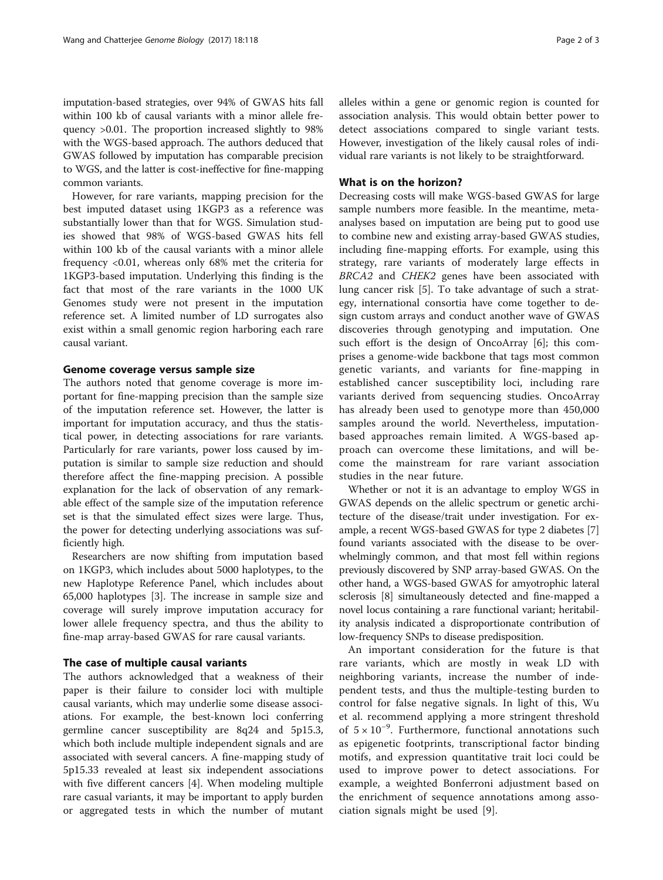imputation-based strategies, over 94% of GWAS hits fall within 100 kb of causal variants with a minor allele frequency >0.01. The proportion increased slightly to 98% with the WGS-based approach. The authors deduced that GWAS followed by imputation has comparable precision to WGS, and the latter is cost-ineffective for fine-mapping common variants.

However, for rare variants, mapping precision for the best imputed dataset using 1KGP3 as a reference was substantially lower than that for WGS. Simulation studies showed that 98% of WGS-based GWAS hits fell within 100 kb of the causal variants with a minor allele frequency <0.01, whereas only 68% met the criteria for 1KGP3-based imputation. Underlying this finding is the fact that most of the rare variants in the 1000 UK Genomes study were not present in the imputation reference set. A limited number of LD surrogates also exist within a small genomic region harboring each rare causal variant.

## Genome coverage versus sample size

The authors noted that genome coverage is more important for fine-mapping precision than the sample size of the imputation reference set. However, the latter is important for imputation accuracy, and thus the statistical power, in detecting associations for rare variants. Particularly for rare variants, power loss caused by imputation is similar to sample size reduction and should therefore affect the fine-mapping precision. A possible explanation for the lack of observation of any remarkable effect of the sample size of the imputation reference set is that the simulated effect sizes were large. Thus, the power for detecting underlying associations was sufficiently high.

Researchers are now shifting from imputation based on 1KGP3, which includes about 5000 haplotypes, to the new Haplotype Reference Panel, which includes about 65,000 haplotypes [3]. The increase in sample size and coverage will surely improve imputation accuracy for lower allele frequency spectra, and thus the ability to fine-map array-based GWAS for rare causal variants.

## The case of multiple causal variants

The authors acknowledged that a weakness of their paper is their failure to consider loci with multiple causal variants, which may underlie some disease associations. For example, the best-known loci conferring germline cancer susceptibility are 8q24 and 5p15.3, which both include multiple independent signals and are associated with several cancers. A fine-mapping study of 5p15.33 revealed at least six independent associations with five different cancers [4]. When modeling multiple rare casual variants, it may be important to apply burden or aggregated tests in which the number of mutant alleles within a gene or genomic region is counted for association analysis. This would obtain better power to detect associations compared to single variant tests. However, investigation of the likely causal roles of individual rare variants is not likely to be straightforward.

## What is on the horizon?

Decreasing costs will make WGS-based GWAS for large sample numbers more feasible. In the meantime, meta-analyses based on imputation are being put to good use to combine new and existing array-based GWAS studies, including fine-mapping efforts. For example, using this strategy, rare variants of moderately large effects in *BRCA2* and *CHEK2* genes have been associated with lung cancer risk [5]. To take advantage of such a strategy, international consortia have come together to design custom arrays and conduct another wave of GWAS discoveries through genotyping and imputation. One such effort is the design of OncoArray [6]; this comprises a genome-wide backbone that tags most common genetic variants, and variants for fine-mapping in established cancer susceptibility loci, including rare variants derived from sequencing studies. OncoArray has already been used to genotype more than 450,000 samples around the world. Nevertheless, imputation-based approaches remain limited. A WGS-based approach can overcome these limitations, and will become the mainstream for rare variant association studies in the near future.

Whether or not it is an advantage to employ WGS in GWAS depends on the allelic spectrum or genetic architecture of the disease/trait under investigation. For example, a recent WGS-based GWAS for type 2 diabetes [7] found variants associated with the disease to be overwhelmingly common, and that most fell within regions previously discovered by SNP array-based GWAS. On the other hand, a WGS-based GWAS for amyotrophic lateral sclerosis [8] simultaneously detected and fine-mapped a novel locus containing a rare functional variant; heritability analysis indicated a disproportionate contribution of low-frequency SNPs to disease predisposition.

An important consideration for the future is that rare variants, which are mostly in weak LD with neighboring variants, increase the number of independent tests, and thus the multiple-testing burden to control for false negative signals. In light of this, Wu et al. recommend applying a more stringent threshold of $5 \times 10^{-9}$. Furthermore, functional annotations such as epigenetic footprints, transcriptional factor binding motifs, and expression quantitative trait loci could be used to improve power to detect associations. For example, a weighted Bonferroni adjustment based on the enrichment of sequence annotations among association signals might be used [9].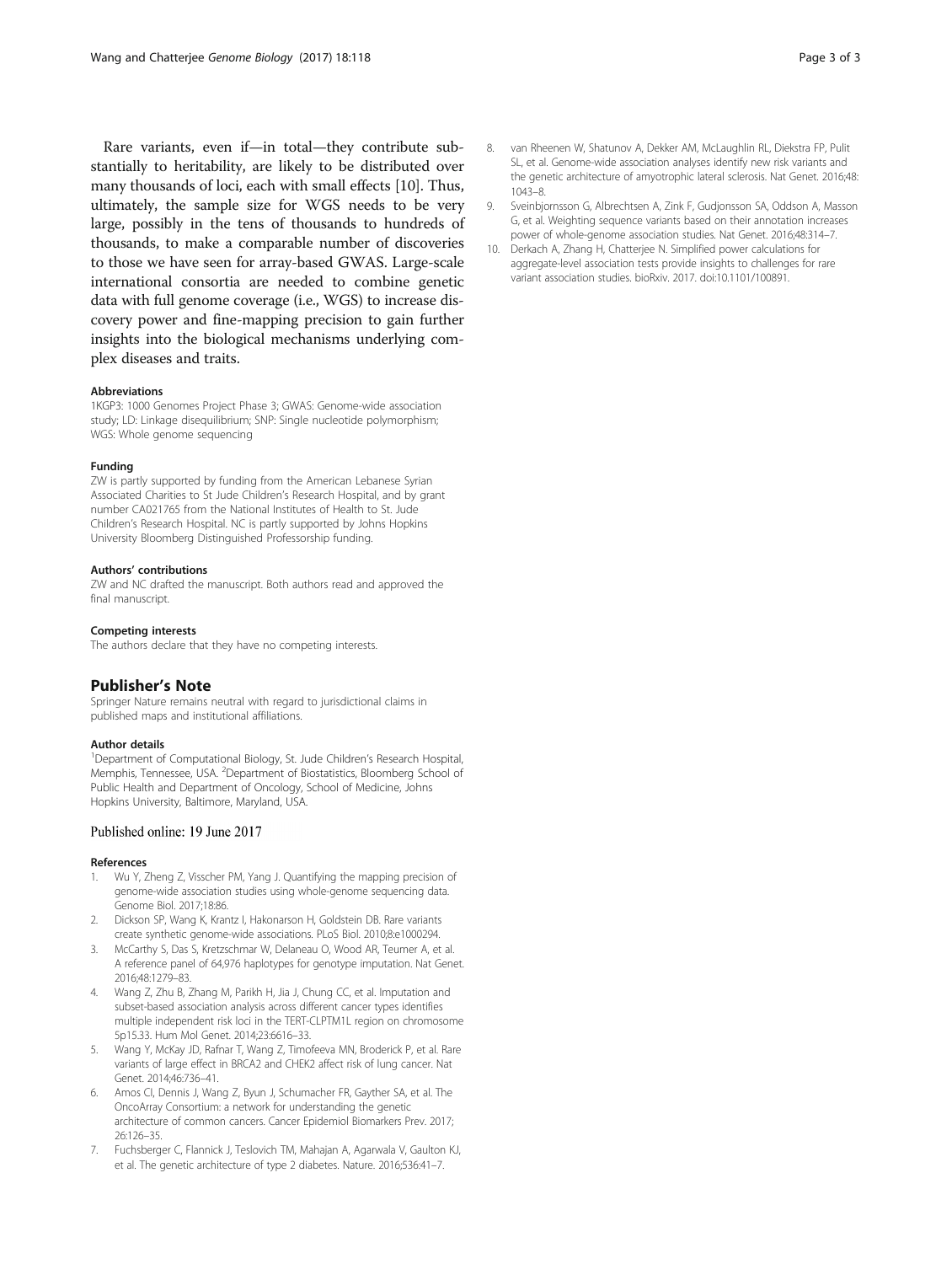Rare variants, even if—in total—they contribute substantially to heritability, are likely to be distributed over many thousands of loci, each with small effects [10]. Thus, ultimately, the sample size for WGS needs to be very large, possibly in the tens of thousands to hundreds of thousands, to make a comparable number of discoveries to those we have seen for array-based GWAS. Large-scale international consortia are needed to combine genetic data with full genome coverage (i.e., WGS) to increase discovery power and fine-mapping precision to gain further insights into the biological mechanisms underlying complex diseases and traits.

#### Abbreviations

1KGP3: 1000 Genomes Project Phase 3; GWAS: Genome-wide association study; LD: Linkage disequilibrium; SNP: Single nucleotide polymorphism; WGS: Whole genome sequencing

#### Funding

ZW is partly supported by funding from the American Lebanese Syrian Associated Charities to St Jude Children's Research Hospital, and by grant number CA021765 from the National Institutes of Health to St. Jude Children's Research Hospital. NC is partly supported by Johns Hopkins University Bloomberg Distinguished Professorship funding.

#### Authors' contributions

ZW and NC drafted the manuscript. Both authors read and approved the final manuscript.

#### Competing interests

The authors declare that they have no competing interests.

## Publisher's Note

Springer Nature remains neutral with regard to jurisdictional claims in published maps and institutional affiliations.

#### Author details

[1]Department of Computational Biology, St. Jude Children's Research Hospital, Memphis, Tennessee, USA. [2]Department of Biostatistics, Bloomberg School of Public Health and Department of Oncology, School of Medicine, Johns Hopkins University, Baltimore, Maryland, USA.

Published online: 19 June 2017

#### References

1. Wu Y, Zheng Z, Visscher PM, Yang J. Quantifying the mapping precision of genome-wide association studies using whole-genome sequencing data. Genome Biol. 2017;18:86.
2. Dickson SP, Wang K, Krantz I, Hakonarson H, Goldstein DB. Rare variants create synthetic genome-wide associations. PLoS Biol. 2010;8:e1000294.
3. McCarthy S, Das S, Kretzschmar W, Delaneau O, Wood AR, Teumer A, et al. A reference panel of 64,976 haplotypes for genotype imputation. Nat Genet. 2016;48:1279–83.
4. Wang Z, Zhu B, Zhang M, Parikh H, Jia J, Chung CC, et al. Imputation and subset-based association analysis across different cancer types identifies multiple independent risk loci in the TERT-CLPTM1L region on chromosome 5p15.33. Hum Mol Genet. 2014;23:6616–33.
5. Wang Y, McKay JD, Rafnar T, Wang Z, Timofeeva MN, Broderick P, et al. Rare variants of large effect in BRCA2 and CHEK2 affect risk of lung cancer. Nat Genet. 2014;46:736–41.
6. Amos CI, Dennis J, Wang Z, Byun J, Schumacher FR, Gayther SA, et al. The OncoArray Consortium: a network for understanding the genetic architecture of common cancers. Cancer Epidemiol Biomarkers Prev. 2017; 26:126–35.
7. Fuchsberger C, Flannick J, Teslovich TM, Mahajan A, Agarwala V, Gaulton KJ, et al. The genetic architecture of type 2 diabetes. Nature. 2016;536:41–7.
8. van Rheenen W, Shatunov A, Dekker AM, McLaughlin RL, Diekstra FP, Pulit SL, et al. Genome-wide association analyses identify new risk variants and the genetic architecture of amyotrophic lateral sclerosis. Nat Genet. 2016;48: 1043–8.
9. Sveinbjornsson G, Albrechtsen A, Zink F, Gudjonsson SA, Oddson A, Masson G, et al. Weighting sequence variants based on their annotation increases power of whole-genome association studies. Nat Genet. 2016;48:314–7.
10. Derkach A, Zhang H, Chatterjee N. Simplified power calculations for aggregate-level association tests provide insights to challenges for rare variant association studies. bioRxiv. 2017. doi:10.1101/100891.